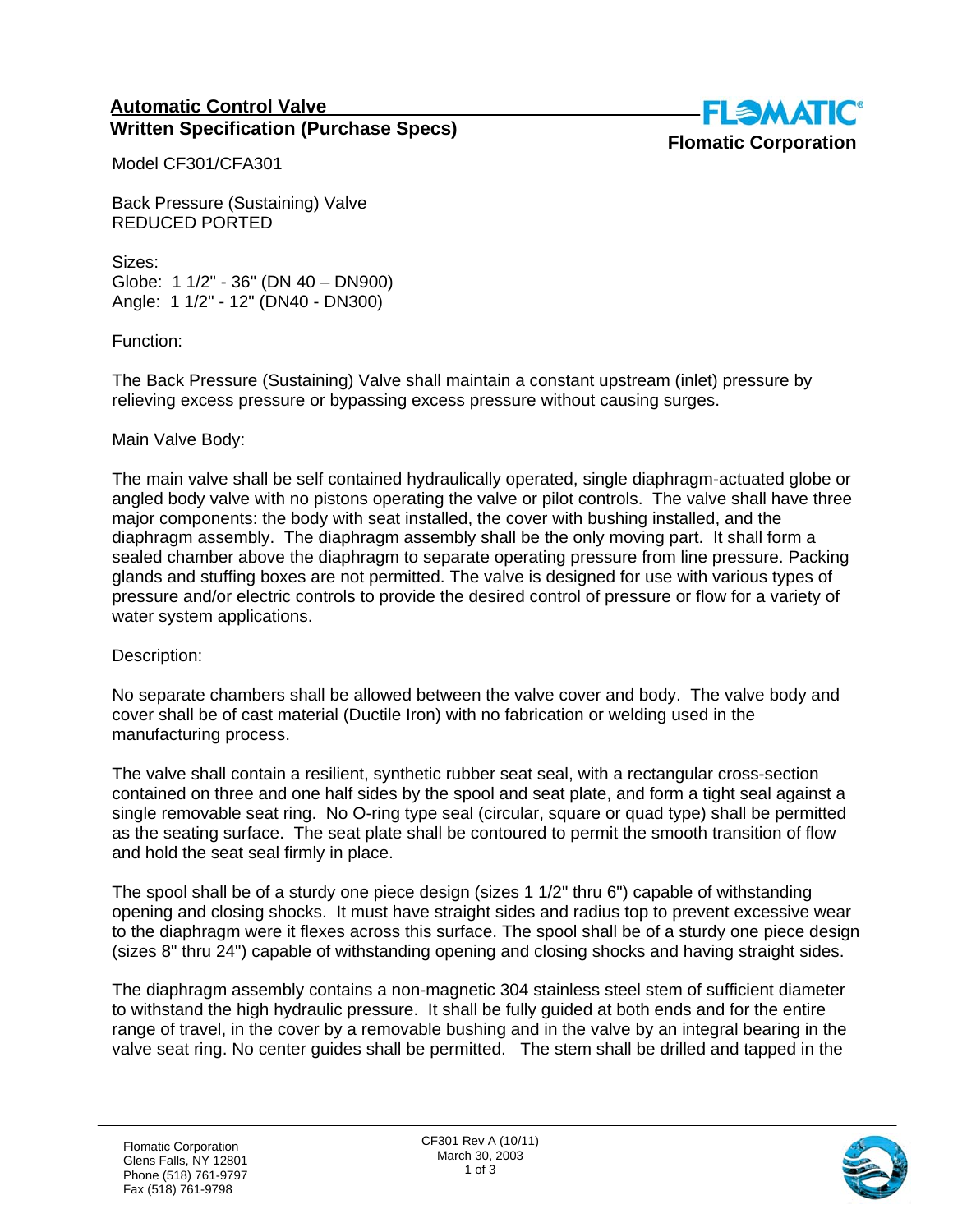# Automatic Control Valve

## Written Specification (Purchase Specs)

**Flomatic Corporation**

Model CF301/CFA301

Back Pressure (Sustaining) Valve
REDUCED PORTED

Sizes:
Globe: 1 1/2" - 36" (DN 40 – DN900)
Angle: 1 1/2" - 12" (DN40 - DN300)

Function:

The Back Pressure (Sustaining) Valve shall maintain a constant upstream (inlet) pressure by relieving excess pressure or bypassing excess pressure without causing surges.

Main Valve Body:

The main valve shall be self contained hydraulically operated, single diaphragm-actuated globe or angled body valve with no pistons operating the valve or pilot controls. The valve shall have three major components: the body with seat installed, the cover with bushing installed, and the diaphragm assembly. The diaphragm assembly shall be the only moving part. It shall form a sealed chamber above the diaphragm to separate operating pressure from line pressure. Packing glands and stuffing boxes are not permitted. The valve is designed for use with various types of pressure and/or electric controls to provide the desired control of pressure or flow for a variety of water system applications.

Description:

No separate chambers shall be allowed between the valve cover and body. The valve body and cover shall be of cast material (Ductile Iron) with no fabrication or welding used in the manufacturing process.

The valve shall contain a resilient, synthetic rubber seat seal, with a rectangular cross-section contained on three and one half sides by the spool and seat plate, and form a tight seal against a single removable seat ring. No O-ring type seal (circular, square or quad type) shall be permitted as the seating surface. The seat plate shall be contoured to permit the smooth transition of flow and hold the seat seal firmly in place.

The spool shall be of a sturdy one piece design (sizes 1 1/2" thru 6") capable of withstanding opening and closing shocks. It must have straight sides and radius top to prevent excessive wear to the diaphragm were it flexes across this surface. The spool shall be of a sturdy one piece design (sizes 8" thru 24") capable of withstanding opening and closing shocks and having straight sides.

The diaphragm assembly contains a non-magnetic 304 stainless steel stem of sufficient diameter to withstand the high hydraulic pressure. It shall be fully guided at both ends and for the entire range of travel, in the cover by a removable bushing and in the valve by an integral bearing in the valve seat ring. No center guides shall be permitted. The stem shall be drilled and tapped in the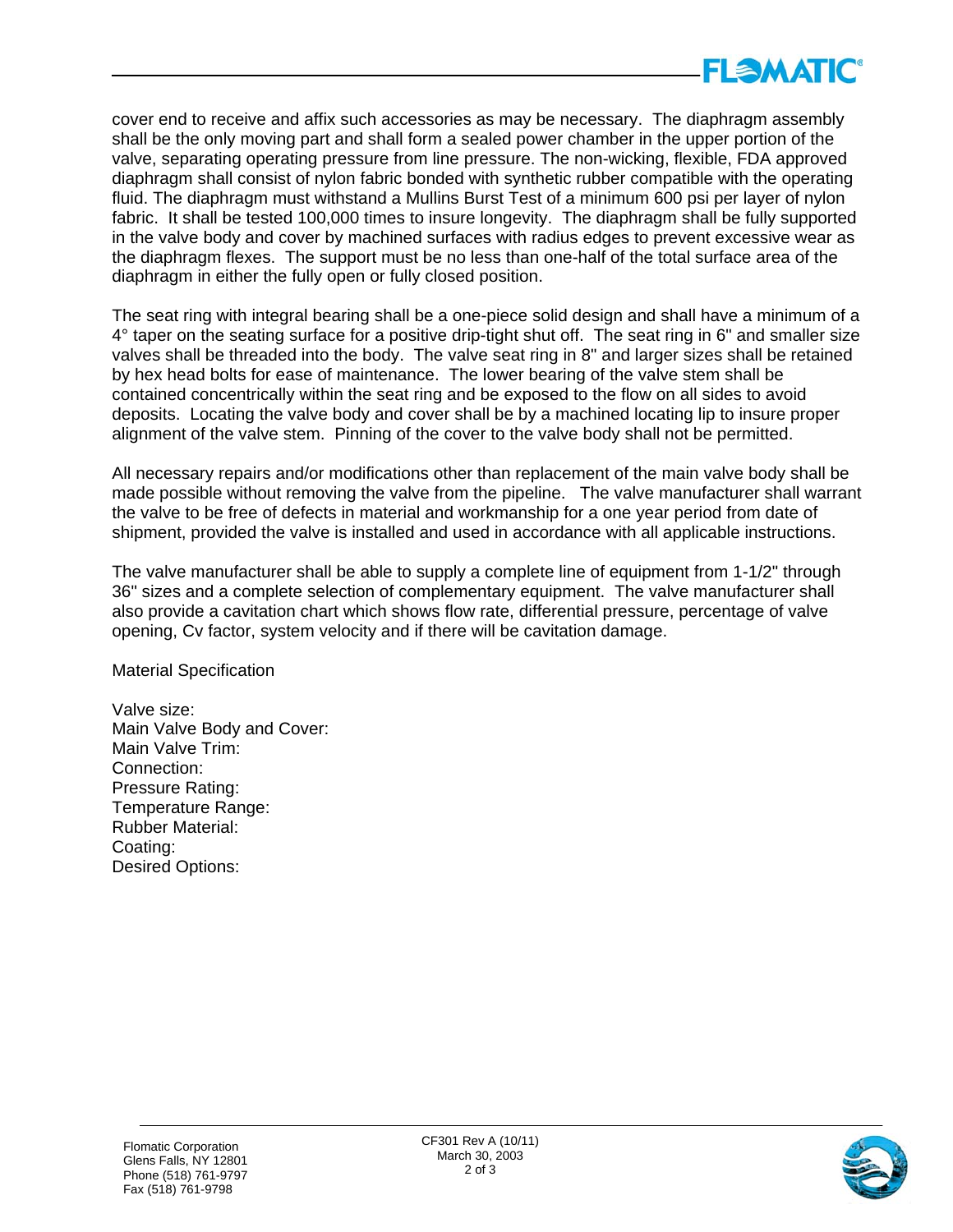cover end to receive and affix such accessories as may be necessary. The diaphragm assembly shall be the only moving part and shall form a sealed power chamber in the upper portion of the valve, separating operating pressure from line pressure. The non-wicking, flexible, FDA approved diaphragm shall consist of nylon fabric bonded with synthetic rubber compatible with the operating fluid. The diaphragm must withstand a Mullins Burst Test of a minimum 600 psi per layer of nylon fabric. It shall be tested 100,000 times to insure longevity. The diaphragm shall be fully supported in the valve body and cover by machined surfaces with radius edges to prevent excessive wear as the diaphragm flexes. The support must be no less than one-half of the total surface area of the diaphragm in either the fully open or fully closed position.

The seat ring with integral bearing shall be a one-piece solid design and shall have a minimum of a 4° taper on the seating surface for a positive drip-tight shut off. The seat ring in 6" and smaller size valves shall be threaded into the body. The valve seat ring in 8" and larger sizes shall be retained by hex head bolts for ease of maintenance. The lower bearing of the valve stem shall be contained concentrically within the seat ring and be exposed to the flow on all sides to avoid deposits. Locating the valve body and cover shall be by a machined locating lip to insure proper alignment of the valve stem. Pinning of the cover to the valve body shall not be permitted.

All necessary repairs and/or modifications other than replacement of the main valve body shall be made possible without removing the valve from the pipeline. The valve manufacturer shall warrant the valve to be free of defects in material and workmanship for a one year period from date of shipment, provided the valve is installed and used in accordance with all applicable instructions.

The valve manufacturer shall be able to supply a complete line of equipment from 1-1/2" through 36" sizes and a complete selection of complementary equipment. The valve manufacturer shall also provide a cavitation chart which shows flow rate, differential pressure, percentage of valve opening, Cv factor, system velocity and if there will be cavitation damage.

Material Specification

Valve size:
Main Valve Body and Cover:
Main Valve Trim:
Connection:
Pressure Rating:
Temperature Range:
Rubber Material:
Coating:
Desired Options: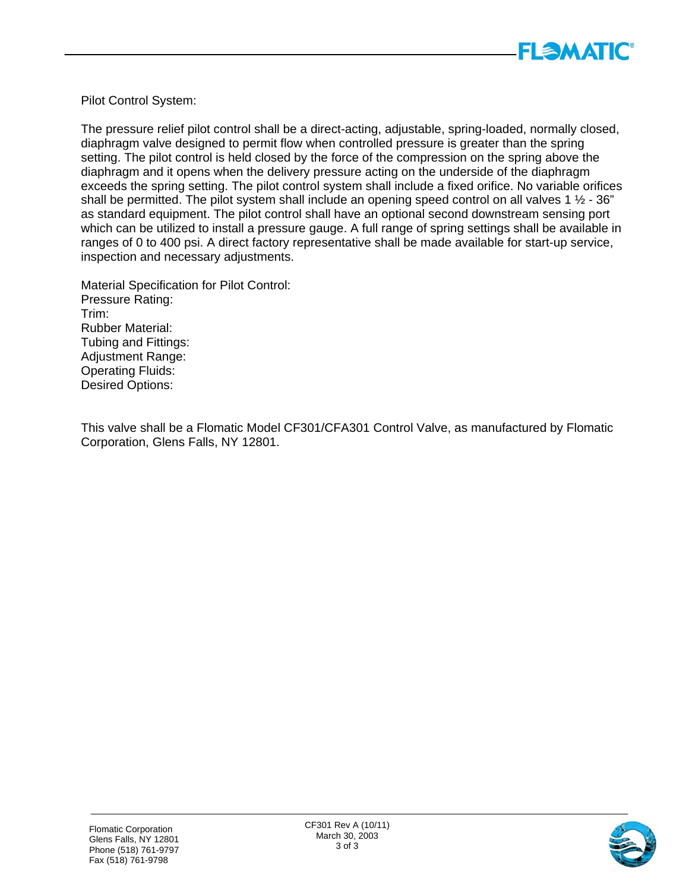Pilot Control System:

The pressure relief pilot control shall be a direct-acting, adjustable, spring-loaded, normally closed, diaphragm valve designed to permit flow when controlled pressure is greater than the spring setting. The pilot control is held closed by the force of the compression on the spring above the diaphragm and it opens when the delivery pressure acting on the underside of the diaphragm exceeds the spring setting. The pilot control system shall include a fixed orifice. No variable orifices shall be permitted. The pilot system shall include an opening speed control on all valves 1 ½ - 36" as standard equipment. The pilot control shall have an optional second downstream sensing port which can be utilized to install a pressure gauge. A full range of spring settings shall be available in ranges of 0 to 400 psi. A direct factory representative shall be made available for start-up service, inspection and necessary adjustments.

Material Specification for Pilot Control:
Pressure Rating:
Trim:
Rubber Material:
Tubing and Fittings:
Adjustment Range:
Operating Fluids:
Desired Options:

This valve shall be a Flomatic Model CF301/CFA301 Control Valve, as manufactured by Flomatic Corporation, Glens Falls, NY 12801.